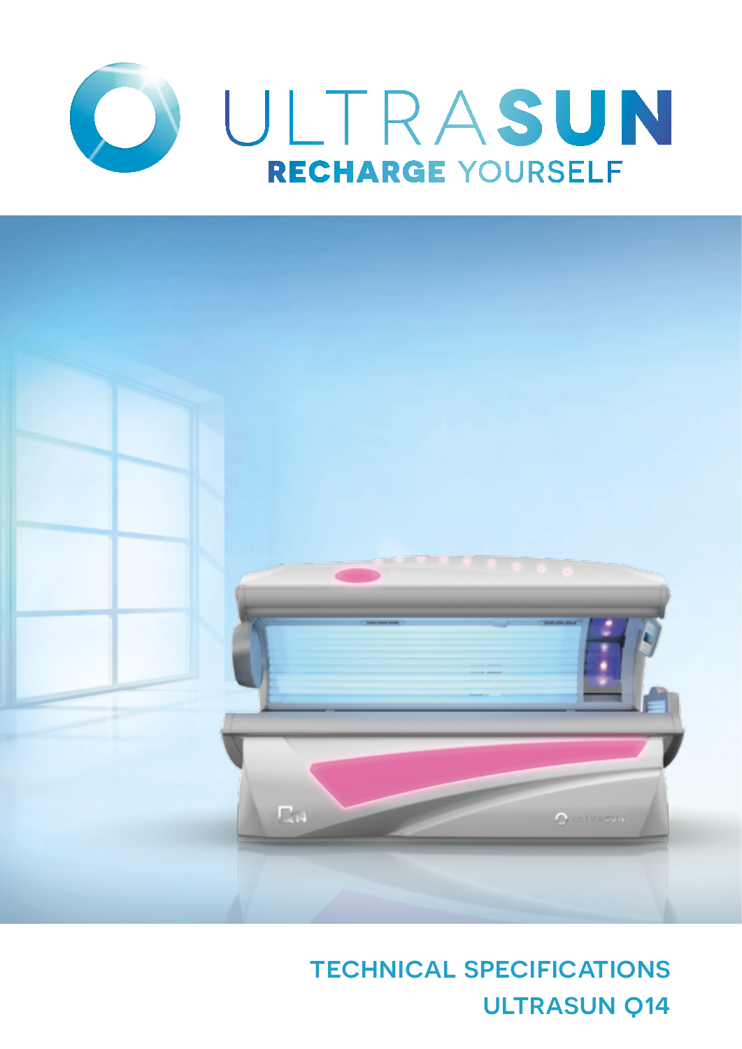# ULTRASUN

RECHARGE YOURSELF

TECHNICAL SPECIFICATIONS

ULTRASUN Q14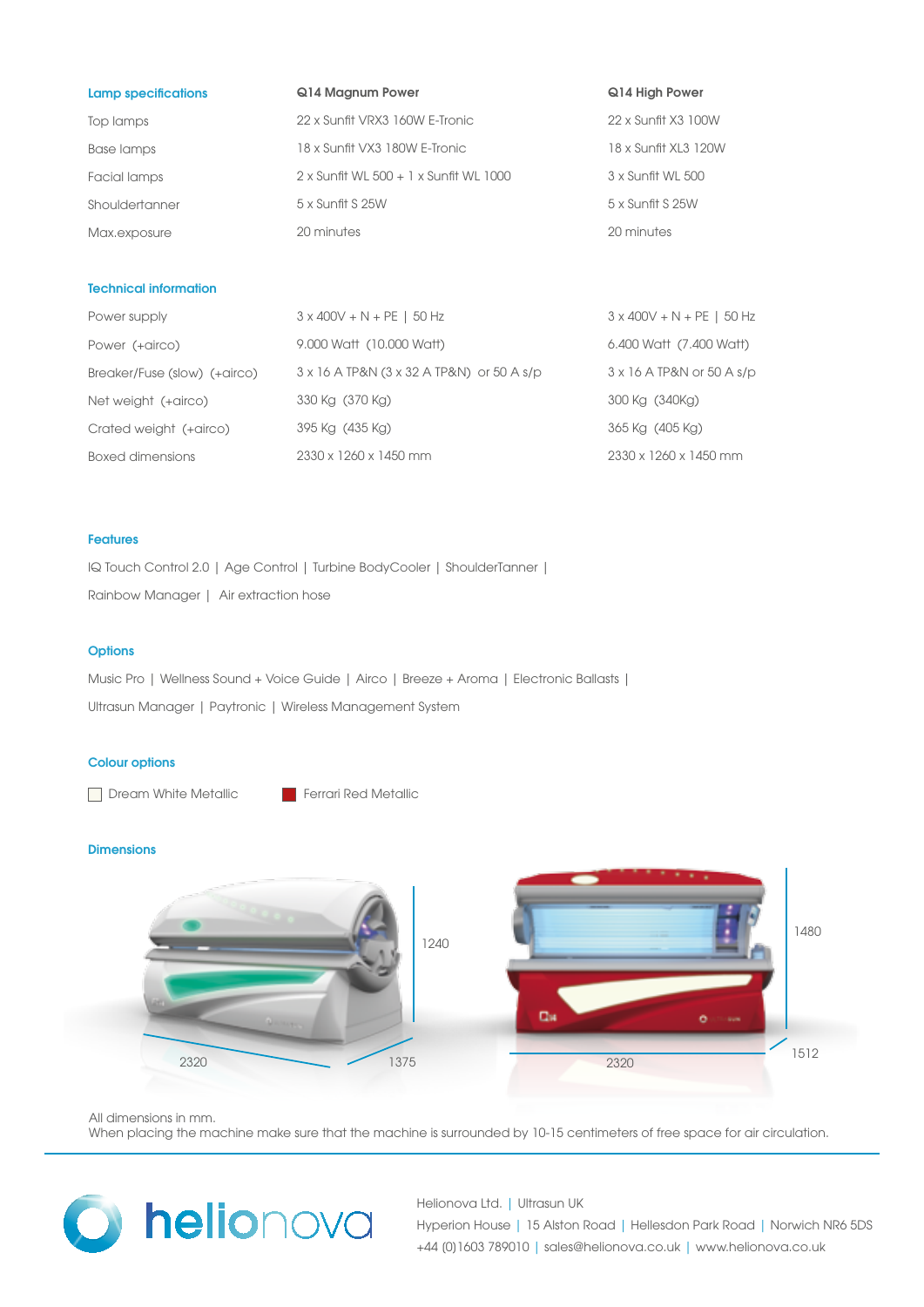| Lamp specifications | Q14 Magnum Power | Q14 High Power |
| --- | --- | --- |
| Top lamps | 22 x Sunfit VRX3 160W E-Tronic | 22 x Sunfit X3 100W |
| Base lamps | 18 x Sunfit VX3 180W E-Tronic | 18 x Sunfit XL3 120W |
| Facial lamps | 2 x Sunfit WL 500 + 1 x Sunfit WL 1000 | 3 x Sunfit WL 500 |
| Shouldertanner | 5 x Sunfit S 25W | 5 x Sunfit S 25W |
| Max.exposure | 20 minutes | 20 minutes |

| Technical information | | |
| --- | --- | --- |
| Power supply | 3 x 400V + N + PE \| 50 Hz | 3 x 400V + N + PE \| 50 Hz |
| Power (+airco) | 9.000 Watt (10.000 Watt) | 6.400 Watt (7.400 Watt) |
| Breaker/Fuse (slow) (+airco) | 3 x 16 A TP&N (3 x 32 A TP&N) or 50 A s/p | 3 x 16 A TP&N or 50 A s/p |
| Net weight (+airco) | 330 Kg (370 Kg) | 300 Kg (340Kg) |
| Crated weight (+airco) | 395 Kg (435 Kg) | 365 Kg (405 Kg) |
| Boxed dimensions | 2330 x 1260 x 1450 mm | 2330 x 1260 x 1450 mm |

## Features

IQ Touch Control 2.0 | Age Control | Turbine BodyCooler | ShoulderTanner | Rainbow Manager | Air extraction hose

## Options

Music Pro | Wellness Sound + Voice Guide | Airco | Breeze + Aroma | Electronic Ballasts | Ultrasun Manager | Paytronic | Wireless Management System

## Colour options

- Dream White Metallic
- Ferrari Red Metallic

## Dimensions

1240

2320

1375

1480

2320

1512

All dimensions in mm.
When placing the machine make sure that the machine is surrounded by 10-15 centimeters of free space for air circulation.

helionova

Helionova Ltd. | Ultrasun UK
Hyperion House | 15 Alston Road | Hellesdon Park Road | Norwich NR6 5DS
+44 (0)1603 789010 | sales@helionova.co.uk | www.helionova.co.uk